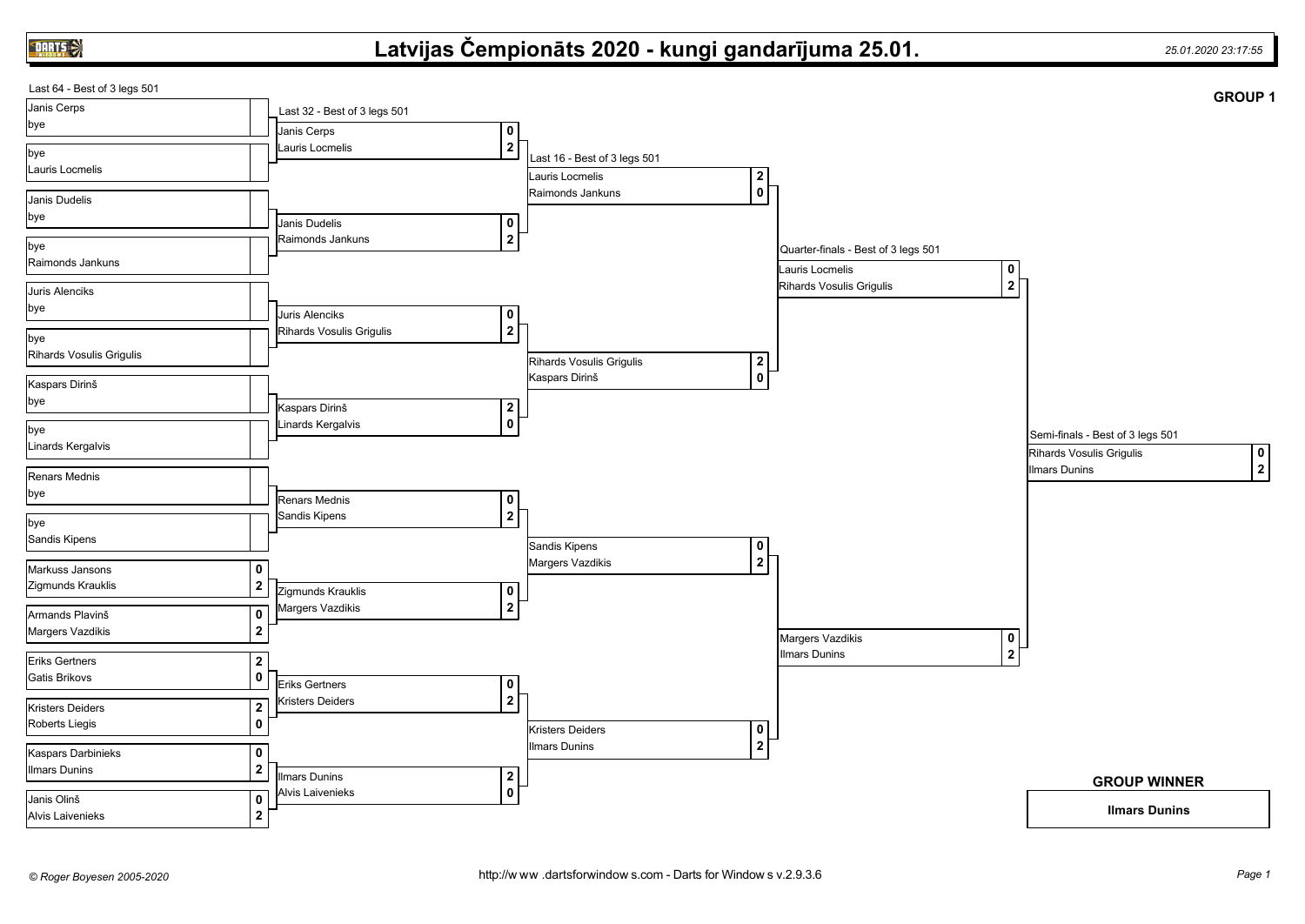# Latvijas Čempionāts 2020 - kungi gandarījuma 25.01.

*25.01.2020 23:17:55*

**GROUP 1**

## Last 64 - Best of 3 legs 501

| Player 1 | Score | Player 2 | Score |
|---|---|---|---|
| Janis Cerps | | bye | |
| bye | | Lauris Locmelis | |
| Janis Dudelis | | bye | |
| bye | | Raimonds Jankuns | |
| Juris Alenciks | | bye | |
| bye | | Rihards Vosulis Grigulis | |
| Kaspars Dirinš | | bye | |
| bye | | Linards Kergalvis | |
| Renars Mednis | | bye | |
| bye | | Sandis Kipens | |
| Markuss Jansons | 0 | Zigmunds Krauklis | 2 |
| Armands Plavinš | 0 | Margers Vazdikis | 2 |
| Eriks Gertners | 2 | Gatis Brikovs | 0 |
| Kristers Deiders | 2 | Roberts Liegis | 0 |
| Kaspars Darbinieks | 0 | Ilmars Dunins | 2 |
| Janis Olinš | 0 | Alvis Laivenieks | 2 |

## Last 32 - Best of 3 legs 501

| Player 1 | Score | Player 2 | Score |
|---|---|---|---|
| Janis Cerps | 0 | Lauris Locmelis | 2 |
| Janis Dudelis | 0 | Raimonds Jankuns | 2 |
| Juris Alenciks | 0 | Rihards Vosulis Grigulis | 2 |
| Kaspars Dirinš | 2 | Linards Kergalvis | 0 |
| Renars Mednis | 0 | Sandis Kipens | 2 |
| Zigmunds Krauklis | 0 | Margers Vazdikis | 2 |
| Eriks Gertners | 0 | Kristers Deiders | 2 |
| Ilmars Dunins | 2 | Alvis Laivenieks | 0 |

## Last 16 - Best of 3 legs 501

| Player 1 | Score | Player 2 | Score |
|---|---|---|---|
| Lauris Locmelis | 2 | Raimonds Jankuns | 0 |
| Rihards Vosulis Grigulis | 2 | Kaspars Dirinš | 0 |
| Sandis Kipens | 0 | Margers Vazdikis | 2 |
| Kristers Deiders | 0 | Ilmars Dunins | 2 |

## Quarter-finals - Best of 3 legs 501

| Player 1 | Score | Player 2 | Score |
|---|---|---|---|
| Lauris Locmelis | 0 | Rihards Vosulis Grigulis | 2 |
| Margers Vazdikis | 0 | Ilmars Dunins | 2 |

## Semi-finals - Best of 3 legs 501

| Player 1 | Score | Player 2 | Score |
|---|---|---|---|
| Rihards Vosulis Grigulis | 0 | Ilmars Dunins | 2 |

## GROUP WINNER

**Ilmars Dunins**

*© Roger Boyesen 2005-2020*

http://www.dartsforwindows.com - Darts for Windows v.2.9.3.6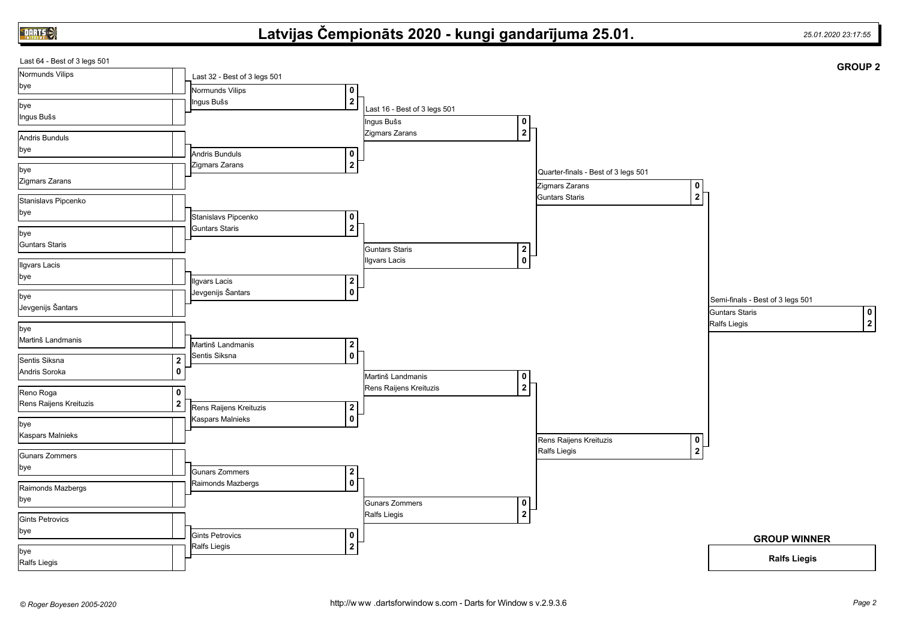# Latvijas Čempionāts 2020 - kungi gandarījuma 25.01.

25.01.2020 23:17:55

**GROUP 2**

## Last 64 - Best of 3 legs 501

| Player 1 | Score | Player 2 | Score |
|---|---|---|---|
| Normunds Vilips | | bye | |
| bye | | Ingus Bušs | |
| Andris Bunduls | | bye | |
| bye | | Zigmars Zarans | |
| Stanislavs Pipcenko | | bye | |
| bye | | Guntars Staris | |
| Ilgvars Lacis | | bye | |
| bye | | Jevgenijs Šantars | |
| bye | | Martinš Landmanis | |
| Sentis Siksna | 2 | Andris Soroka | 0 |
| Reno Roga | 0 | Rens Raijens Kreituzis | 2 |
| bye | | Kaspars Malnieks | |
| Gunars Zommers | | bye | |
| Raimonds Mazbergs | | bye | |
| Gints Petrovics | | bye | |
| bye | | Ralfs Liegis | |

## Last 32 - Best of 3 legs 501

| Player 1 | Score | Player 2 | Score |
|---|---|---|---|
| Normunds Vilips | 0 | Ingus Bušs | 2 |
| Andris Bunduls | 0 | Zigmars Zarans | 2 |
| Stanislavs Pipcenko | 0 | Guntars Staris | 2 |
| Ilgvars Lacis | 2 | Jevgenijs Šantars | 0 |
| Martinš Landmanis | 2 | Sentis Siksna | 0 |
| Rens Raijens Kreituzis | 2 | Kaspars Malnieks | 0 |
| Gunars Zommers | 2 | Raimonds Mazbergs | 0 |
| Gints Petrovics | 0 | Ralfs Liegis | 2 |

## Last 16 - Best of 3 legs 501

| Player 1 | Score | Player 2 | Score |
|---|---|---|---|
| Ingus Bušs | 0 | Zigmars Zarans | 2 |
| Guntars Staris | 2 | Ilgvars Lacis | 0 |
| Martinš Landmanis | 0 | Rens Raijens Kreituzis | 2 |
| Gunars Zommers | 0 | Ralfs Liegis | 2 |

## Quarter-finals - Best of 3 legs 501

| Player 1 | Score | Player 2 | Score |
|---|---|---|---|
| Zigmars Zarans | 0 | Guntars Staris | 2 |
| Rens Raijens Kreituzis | 0 | Ralfs Liegis | 2 |

## Semi-finals - Best of 3 legs 501

| Player 1 | Score | Player 2 | Score |
|---|---|---|---|
| Guntars Staris | 0 | Ralfs Liegis | 2 |

**GROUP WINNER**

**Ralfs Liegis**

© Roger Boyesen 2005-2020 — http://www.dartsforwindows.com - Darts for Windows v.2.9.3.6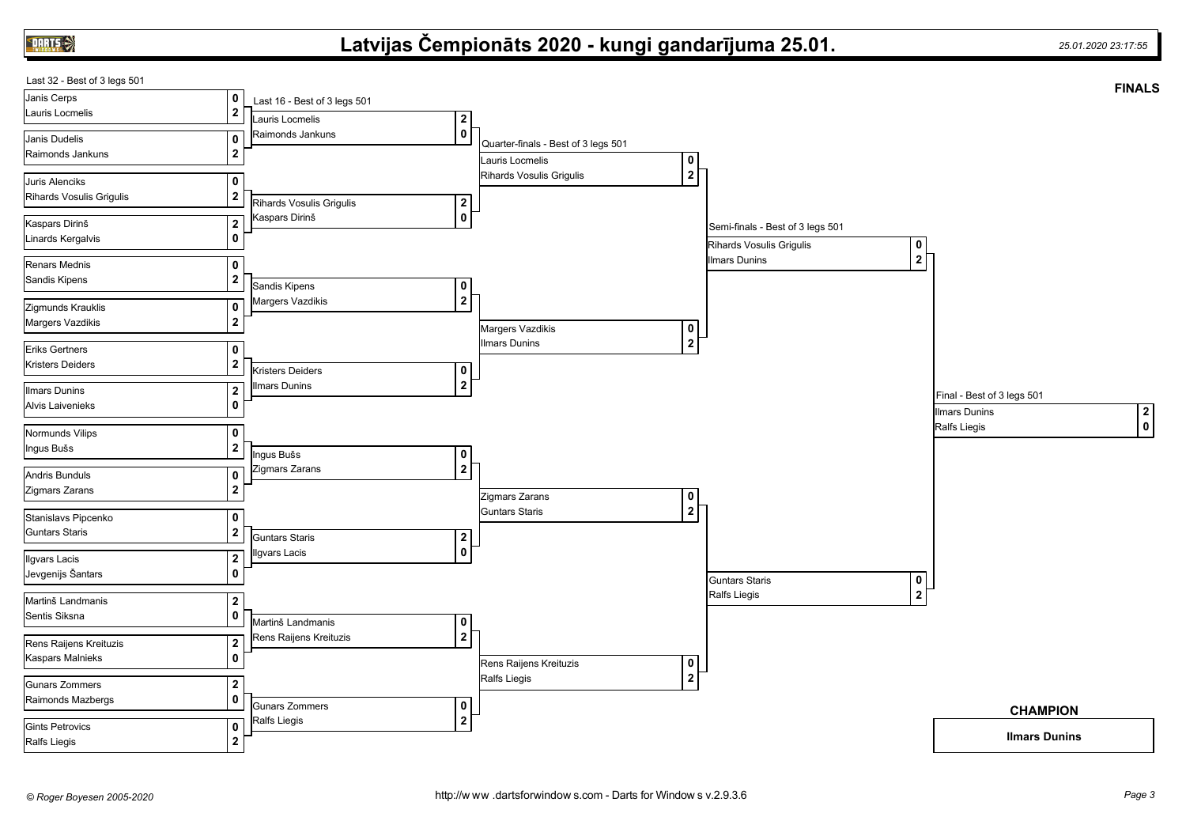# Latvijas Čempionāts 2020 - kungi gandarījuma 25.01.

25.01.2020 23:17:55

## Last 32 - Best of 3 legs 501

| Player | Legs |
| --- | --- |
| Janis Cerps | 0 |
| Lauris Locmelis | 2 |
| Janis Dudelis | 0 |
| Raimonds Jankuns | 2 |
| Juris Alenciks | 0 |
| Rihards Vosulis Grigulis | 2 |
| Kaspars Dirinš | 2 |
| Linards Kergalvis | 0 |
| Renars Mednis | 0 |
| Sandis Kipens | 2 |
| Zigmunds Krauklis | 0 |
| Margers Vazdikis | 2 |
| Eriks Gertners | 0 |
| Kristers Deiders | 2 |
| Ilmars Dunins | 2 |
| Alvis Laivenieks | 0 |
| Normunds Vilips | 0 |
| Ingus Bušs | 2 |
| Andris Bunduls | 0 |
| Zigmars Zarans | 2 |
| Stanislavs Pipcenko | 0 |
| Guntars Staris | 2 |
| Ilgvars Lacis | 2 |
| Jevgenijs Šantars | 0 |
| Martinš Landmanis | 2 |
| Sentis Siksna | 0 |
| Rens Raijens Kreituzis | 2 |
| Kaspars Malnieks | 0 |
| Gunars Zommers | 2 |
| Raimonds Mazbergs | 0 |
| Gints Petrovics | 0 |
| Ralfs Liegis | 2 |

## Last 16 - Best of 3 legs 501

| Player | Legs |
| --- | --- |
| Lauris Locmelis | 2 |
| Raimonds Jankuns | 0 |
| Rihards Vosulis Grigulis | 2 |
| Kaspars Dirinš | 0 |
| Sandis Kipens | 0 |
| Margers Vazdikis | 2 |
| Kristers Deiders | 0 |
| Ilmars Dunins | 2 |
| Ingus Bušs | 0 |
| Zigmars Zarans | 2 |
| Guntars Staris | 2 |
| Ilgvars Lacis | 0 |
| Martinš Landmanis | 0 |
| Rens Raijens Kreituzis | 2 |
| Gunars Zommers | 0 |
| Ralfs Liegis | 2 |

## Quarter-finals - Best of 3 legs 501

| Player | Legs |
| --- | --- |
| Lauris Locmelis | 0 |
| Rihards Vosulis Grigulis | 2 |
| Margers Vazdikis | 0 |
| Ilmars Dunins | 2 |
| Zigmars Zarans | 0 |
| Guntars Staris | 2 |
| Rens Raijens Kreituzis | 0 |
| Ralfs Liegis | 2 |

## Semi-finals - Best of 3 legs 501

| Player | Legs |
| --- | --- |
| Rihards Vosulis Grigulis | 0 |
| Ilmars Dunins | 2 |
| Guntars Staris | 0 |
| Ralfs Liegis | 2 |

## FINALS

### Final - Best of 3 legs 501

| Player | Legs |
| --- | --- |
| Ilmars Dunins | 2 |
| Ralfs Liegis | 0 |

### CHAMPION

**Ilmars Dunins**

© Roger Boyesen 2005-2020

http://www.dartsforwindows.com - Darts for Windows v.2.9.3.6